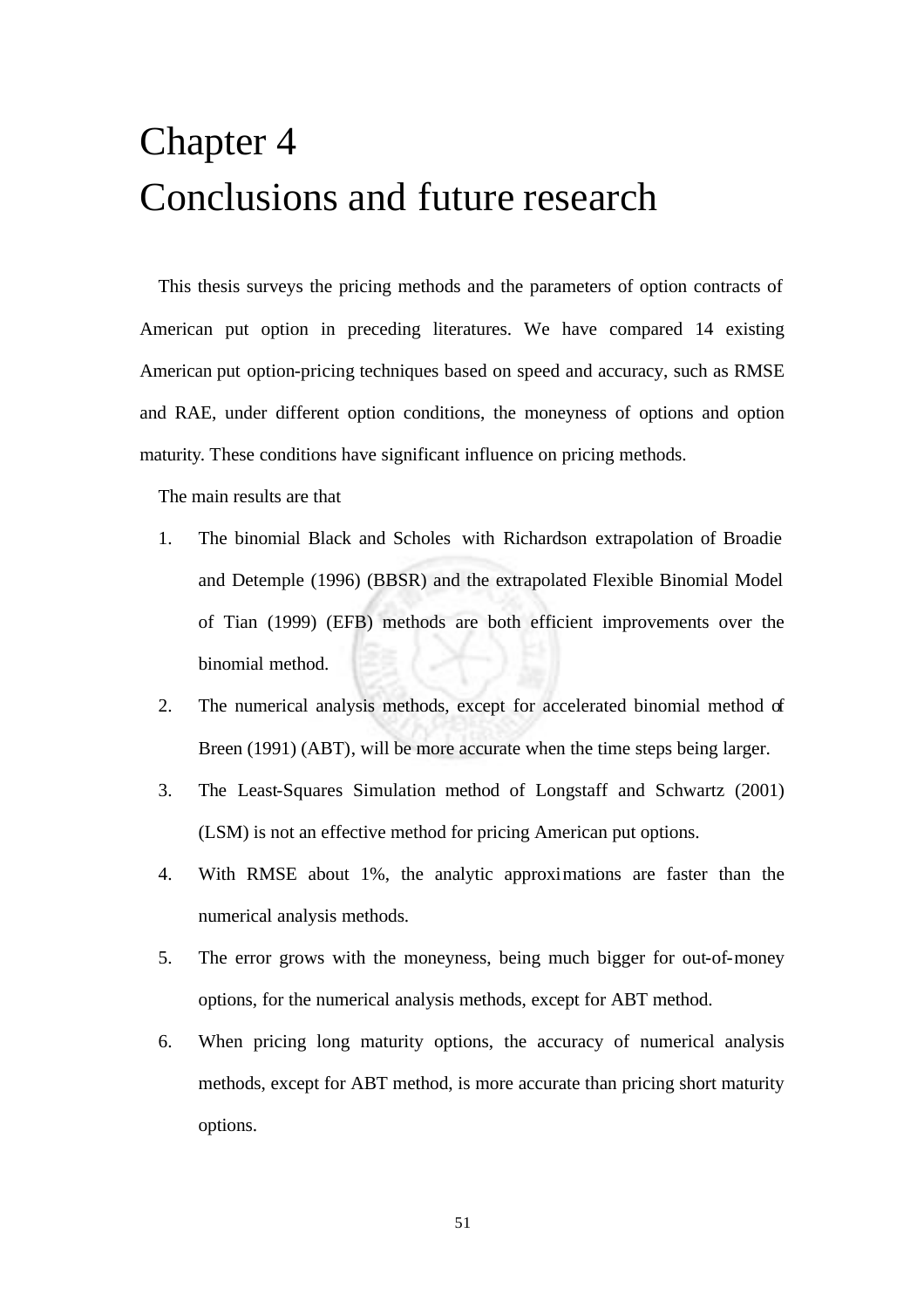# Chapter 4
# Conclusions and future research

This thesis surveys the pricing methods and the parameters of option contracts of American put option in preceding literatures. We have compared 14 existing American put option-pricing techniques based on speed and accuracy, such as RMSE and RAE, under different option conditions, the moneyness of options and option maturity. These conditions have significant influence on pricing methods.

The main results are that

1. The binomial Black and Scholes with Richardson extrapolation of Broadie and Detemple (1996) (BBSR) and the extrapolated Flexible Binomial Model of Tian (1999) (EFB) methods are both efficient improvements over the binomial method.
2. The numerical analysis methods, except for accelerated binomial method of Breen (1991) (ABT), will be more accurate when the time steps being larger.
3. The Least-Squares Simulation method of Longstaff and Schwartz (2001) (LSM) is not an effective method for pricing American put options.
4. With RMSE about 1%, the analytic approximations are faster than the numerical analysis methods.
5. The error grows with the moneyness, being much bigger for out-of-money options, for the numerical analysis methods, except for ABT method.
6. When pricing long maturity options, the accuracy of numerical analysis methods, except for ABT method, is more accurate than pricing short maturity options.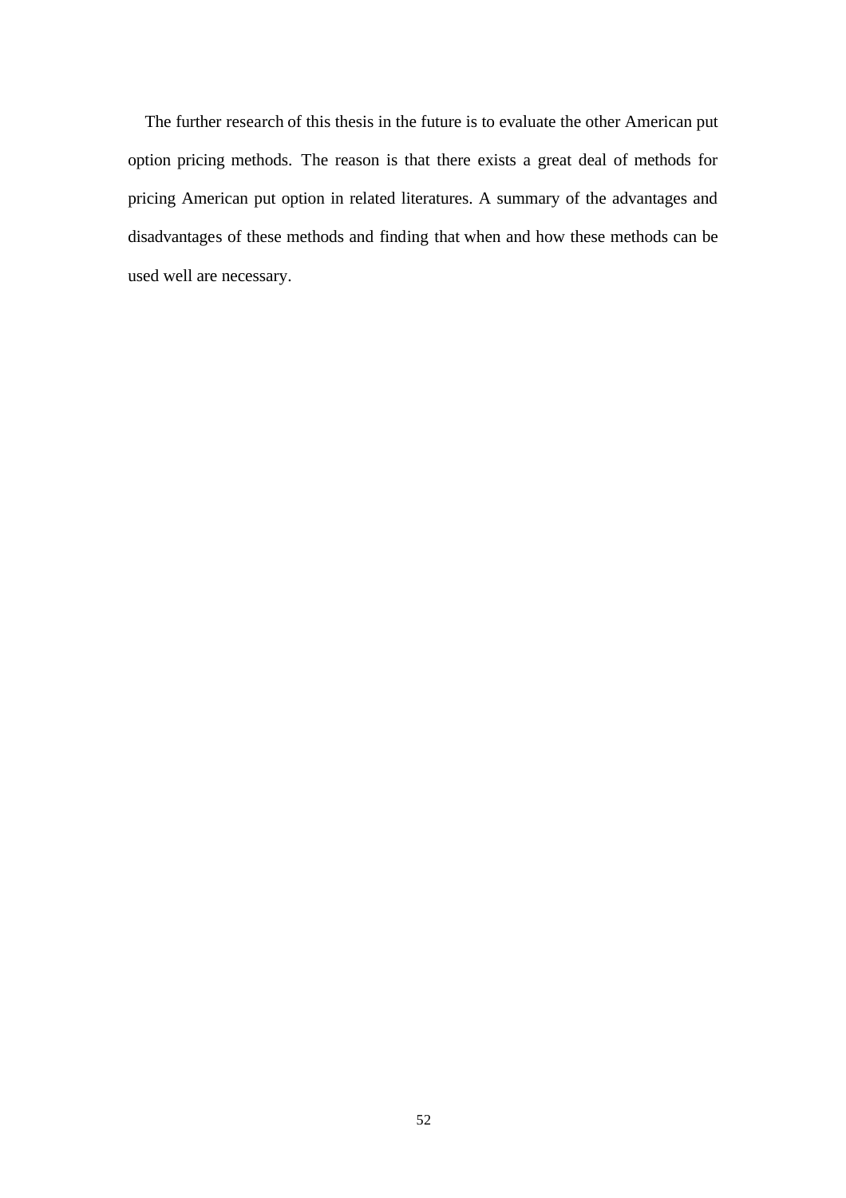The further research of this thesis in the future is to evaluate the other American put option pricing methods. The reason is that there exists a great deal of methods for pricing American put option in related literatures. A summary of the advantages and disadvantages of these methods and finding that when and how these methods can be used well are necessary.